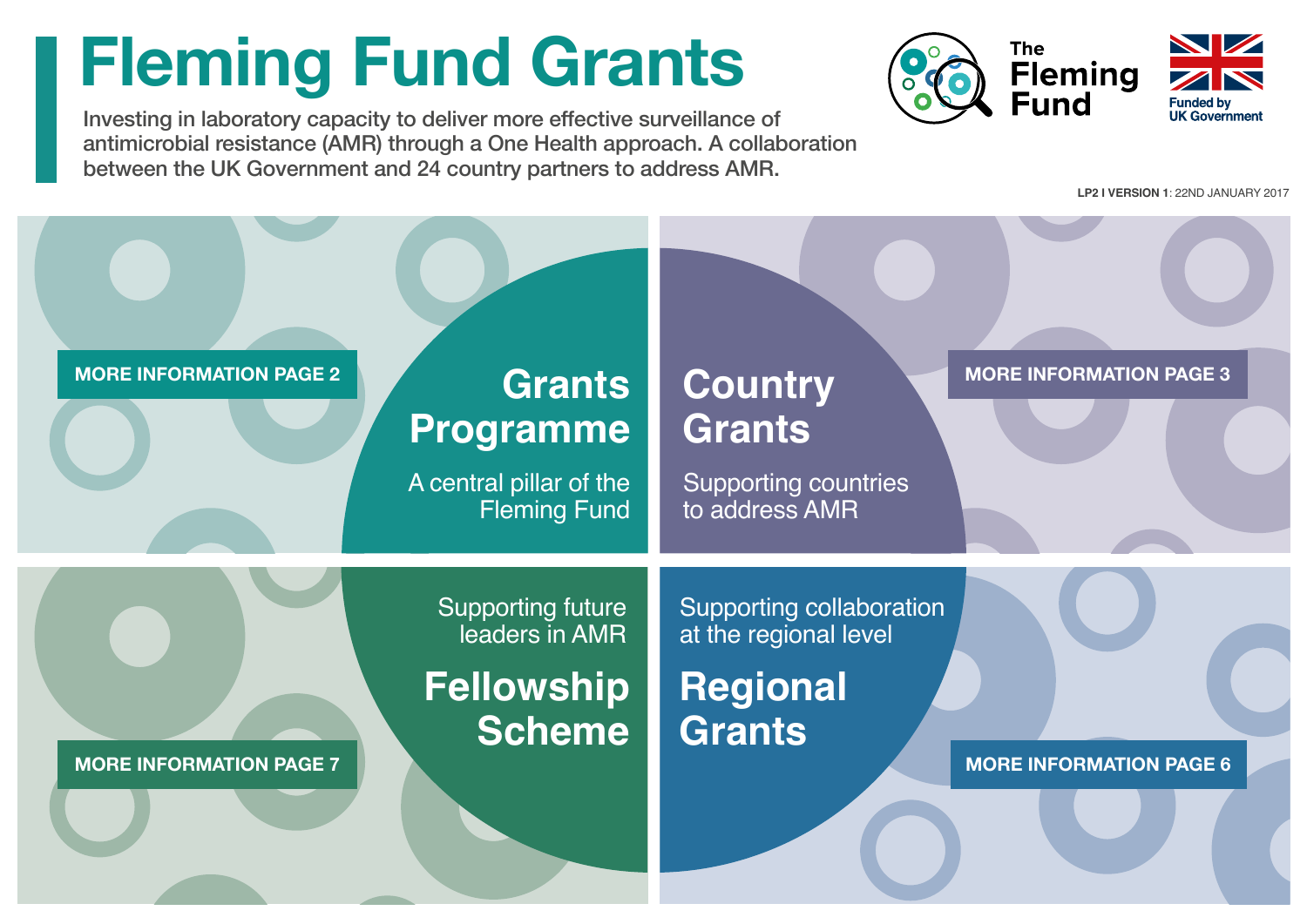# Fleming Fund Grants

Investing in laboratory capacity to deliver more effective surveillance of antimicrobial resistance (AMR) through a One Health approach. A collaboration between the UK Government and 24 country partners to address AMR.

The Fleming Fund

Funded by UK Government

**LP2 I VERSION 1**: 22ND JANUARY 2017

## Grants Programme

A central pillar of the Fleming Fund

**MORE INFORMATION PAGE 2**

## Country Grants

Supporting countries to address AMR

**MORE INFORMATION PAGE 3**

## Fellowship Scheme

Supporting future leaders in AMR

**MORE INFORMATION PAGE 7**

## Regional Grants

Supporting collaboration at the regional level

**MORE INFORMATION PAGE 6**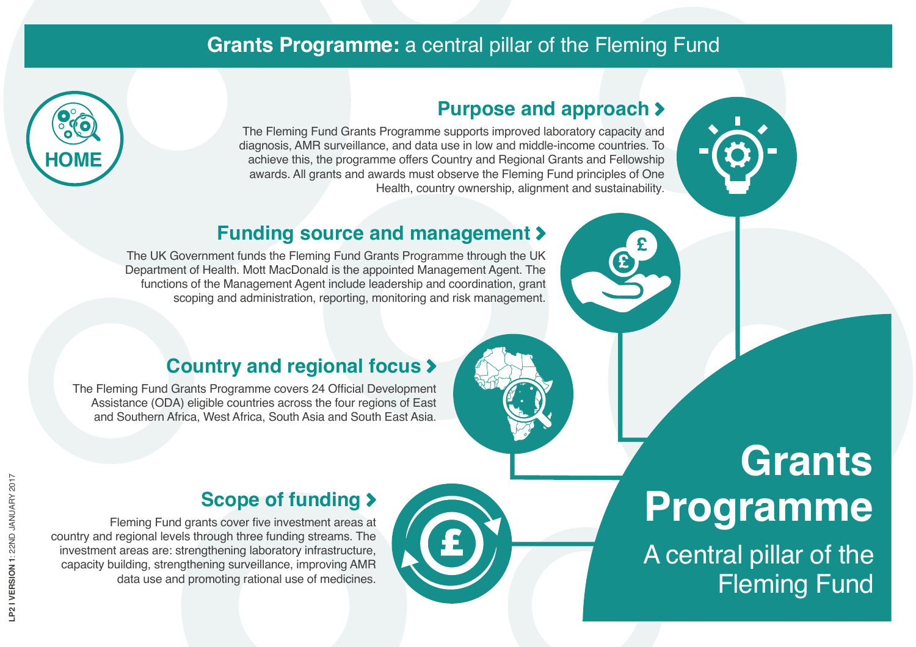# Grants Programme: a central pillar of the Fleming Fund

HOME

## Purpose and approach

The Fleming Fund Grants Programme supports improved laboratory capacity and diagnosis, AMR surveillance, and data use in low and middle-income countries. To achieve this, the programme offers Country and Regional Grants and Fellowship awards. All grants and awards must observe the Fleming Fund principles of One Health, country ownership, alignment and sustainability.

## Funding source and management

The UK Government funds the Fleming Fund Grants Programme through the UK Department of Health. Mott MacDonald is the appointed Management Agent. The functions of the Management Agent include leadership and coordination, grant scoping and administration, reporting, monitoring and risk management.

## Country and regional focus

The Fleming Fund Grants Programme covers 24 Official Development Assistance (ODA) eligible countries across the four regions of East and Southern Africa, West Africa, South Asia and South East Asia.

## Scope of funding

Fleming Fund grants cover five investment areas at country and regional levels through three funding streams. The investment areas are: strengthening laboratory infrastructure, capacity building, strengthening surveillance, improving AMR data use and promoting rational use of medicines.

# Grants Programme

A central pillar of the Fleming Fund

**LP2 I VERSION 1:** 22ND JANUARY 2017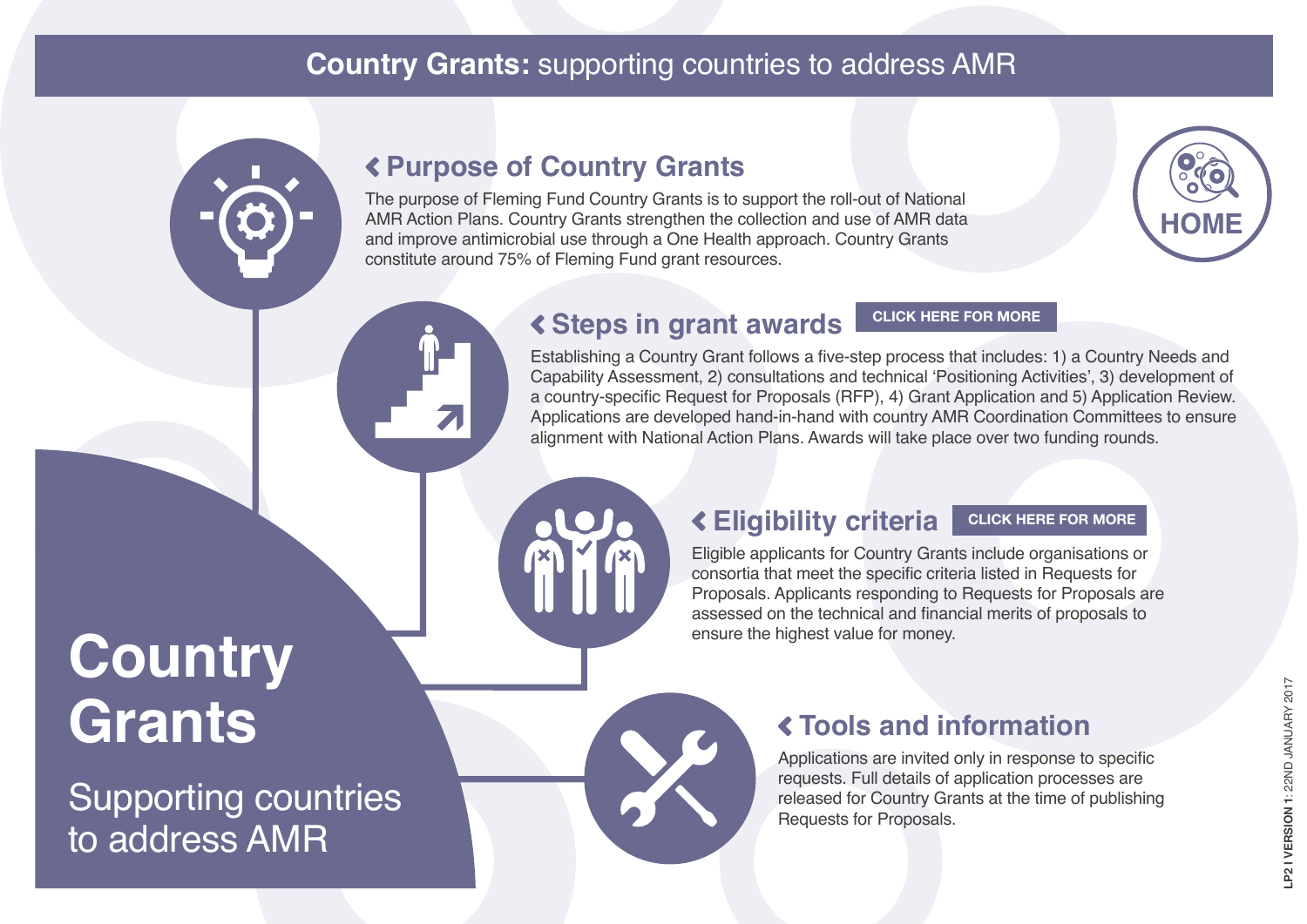# Country Grants: supporting countries to address AMR

## Purpose of Country Grants

The purpose of Fleming Fund Country Grants is to support the roll-out of National AMR Action Plans. Country Grants strengthen the collection and use of AMR data and improve antimicrobial use through a One Health approach. Country Grants constitute around 75% of Fleming Fund grant resources.

HOME

## Steps in grant awards

CLICK HERE FOR MORE

Establishing a Country Grant follows a five-step process that includes: 1) a Country Needs and Capability Assessment, 2) consultations and technical 'Positioning Activities', 3) development of a country-specific Request for Proposals (RFP), 4) Grant Application and 5) Application Review. Applications are developed hand-in-hand with country AMR Coordination Committees to ensure alignment with National Action Plans. Awards will take place over two funding rounds.

## Eligibility criteria

CLICK HERE FOR MORE

Eligible applicants for Country Grants include organisations or consortia that meet the specific criteria listed in Requests for Proposals. Applicants responding to Requests for Proposals are assessed on the technical and financial merits of proposals to ensure the highest value for money.

## Tools and information

Applications are invited only in response to specific requests. Full details of application processes are released for Country Grants at the time of publishing Requests for Proposals.

# Country Grants

Supporting countries to address AMR

**LP2 I VERSION 1:** 22ND JANUARY 2017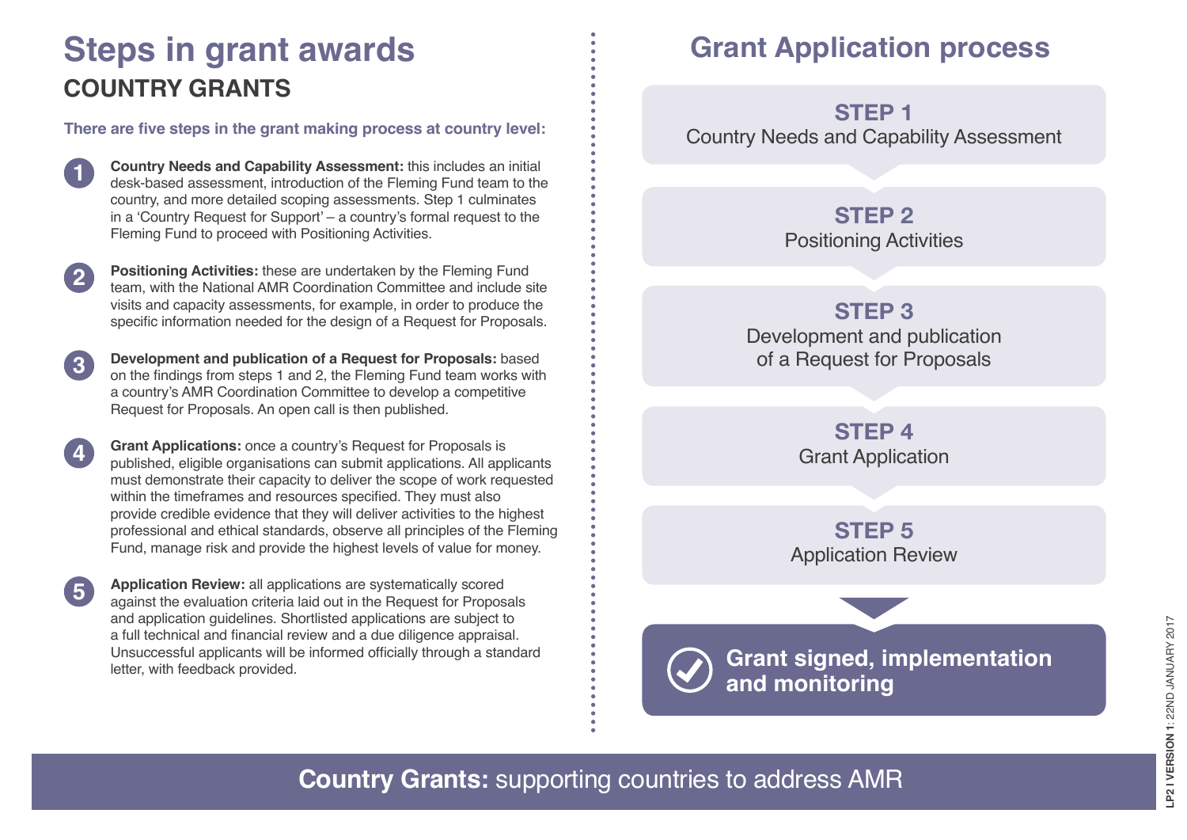# Steps in grant awards

## COUNTRY GRANTS

**There are five steps in the grant making process at country level:**

1. **Country Needs and Capability Assessment:** this includes an initial desk-based assessment, introduction of the Fleming Fund team to the country, and more detailed scoping assessments. Step 1 culminates in a 'Country Request for Support' – a country's formal request to the Fleming Fund to proceed with Positioning Activities.

2. **Positioning Activities:** these are undertaken by the Fleming Fund team, with the National AMR Coordination Committee and include site visits and capacity assessments, for example, in order to produce the specific information needed for the design of a Request for Proposals.

3. **Development and publication of a Request for Proposals:** based on the findings from steps 1 and 2, the Fleming Fund team works with a country's AMR Coordination Committee to develop a competitive Request for Proposals. An open call is then published.

4. **Grant Applications:** once a country's Request for Proposals is published, eligible organisations can submit applications. All applicants must demonstrate their capacity to deliver the scope of work requested within the timeframes and resources specified. They must also provide credible evidence that they will deliver activities to the highest professional and ethical standards, observe all principles of the Fleming Fund, manage risk and provide the highest levels of value for money.

5. **Application Review:** all applications are systematically scored against the evaluation criteria laid out in the Request for Proposals and application guidelines. Shortlisted applications are subject to a full technical and financial review and a due diligence appraisal. Unsuccessful applicants will be informed officially through a standard letter, with feedback provided.

# Grant Application process

**STEP 1**
Country Needs and Capability Assessment

**STEP 2**
Positioning Activities

**STEP 3**
Development and publication of a Request for Proposals

**STEP 4**
Grant Application

**STEP 5**
Application Review

**Grant signed, implementation and monitoring**

**Country Grants:** supporting countries to address AMR

**LP2 I VERSION 1:** 22ND JANUARY 2017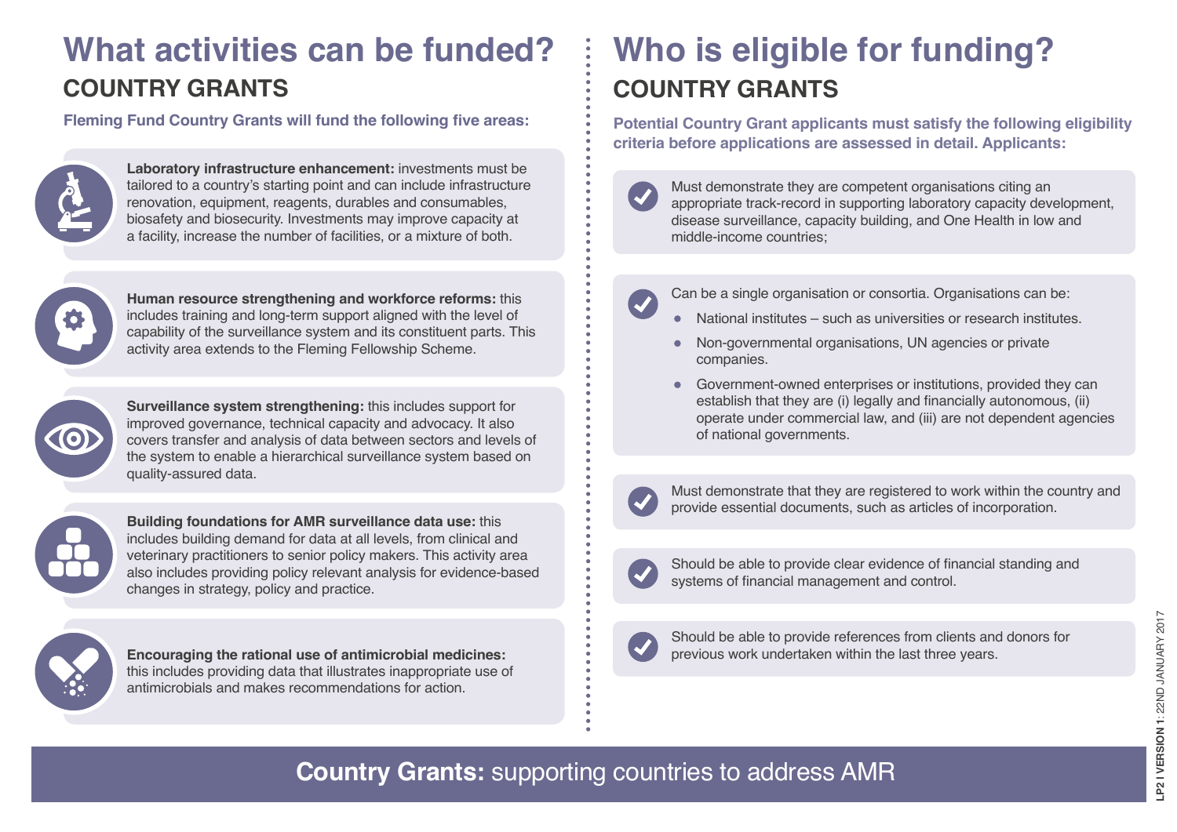# What activities can be funded?

## COUNTRY GRANTS

**Fleming Fund Country Grants will fund the following five areas:**

**Laboratory infrastructure enhancement:** investments must be tailored to a country's starting point and can include infrastructure renovation, equipment, reagents, durables and consumables, biosafety and biosecurity. Investments may improve capacity at a facility, increase the number of facilities, or a mixture of both.

**Human resource strengthening and workforce reforms:** this includes training and long-term support aligned with the level of capability of the surveillance system and its constituent parts. This activity area extends to the Fleming Fellowship Scheme.

**Surveillance system strengthening:** this includes support for improved governance, technical capacity and advocacy. It also covers transfer and analysis of data between sectors and levels of the system to enable a hierarchical surveillance system based on quality-assured data.

**Building foundations for AMR surveillance data use:** this includes building demand for data at all levels, from clinical and veterinary practitioners to senior policy makers. This activity area also includes providing policy relevant analysis for evidence-based changes in strategy, policy and practice.

**Encouraging the rational use of antimicrobial medicines:** this includes providing data that illustrates inappropriate use of antimicrobials and makes recommendations for action.

# Who is eligible for funding?

## COUNTRY GRANTS

**Potential Country Grant applicants must satisfy the following eligibility criteria before applications are assessed in detail. Applicants:**

- Must demonstrate they are competent organisations citing an appropriate track-record in supporting laboratory capacity development, disease surveillance, capacity building, and One Health in low and middle-income countries;
- Can be a single organisation or consortia. Organisations can be:
  - National institutes – such as universities or research institutes.
  - Non-governmental organisations, UN agencies or private companies.
  - Government-owned enterprises or institutions, provided they can establish that they are (i) legally and financially autonomous, (ii) operate under commercial law, and (iii) are not dependent agencies of national governments.
- Must demonstrate that they are registered to work within the country and provide essential documents, such as articles of incorporation.
- Should be able to provide clear evidence of financial standing and systems of financial management and control.
- Should be able to provide references from clients and donors for previous work undertaken within the last three years.

**Country Grants:** supporting countries to address AMR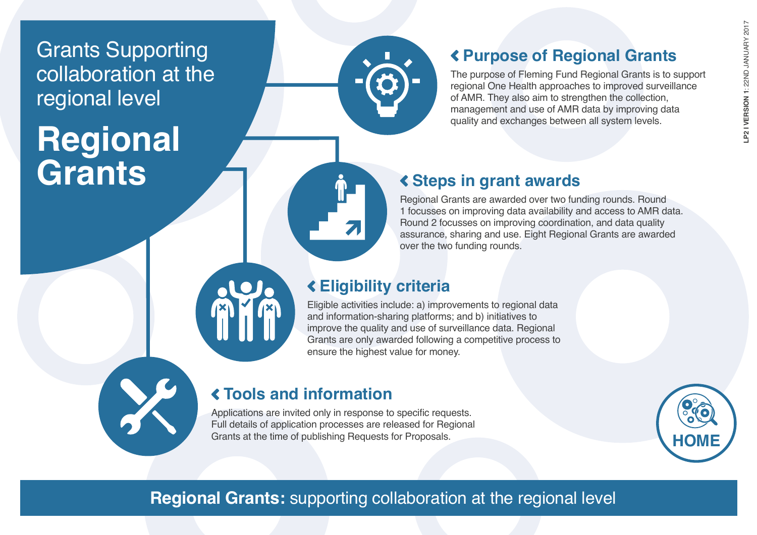Grants Supporting collaboration at the regional level

# Regional Grants

## Purpose of Regional Grants

The purpose of Fleming Fund Regional Grants is to support regional One Health approaches to improved surveillance of AMR. They also aim to strengthen the collection, management and use of AMR data by improving data quality and exchanges between all system levels.

## Steps in grant awards

Regional Grants are awarded over two funding rounds. Round 1 focusses on improving data availability and access to AMR data. Round 2 focusses on improving coordination, and data quality assurance, sharing and use. Eight Regional Grants are awarded over the two funding rounds.

## Eligibility criteria

Eligible activities include: a) improvements to regional data and information-sharing platforms; and b) initiatives to improve the quality and use of surveillance data. Regional Grants are only awarded following a competitive process to ensure the highest value for money.

## Tools and information

Applications are invited only in response to specific requests. Full details of application processes are released for Regional Grants at the time of publishing Requests for Proposals.

HOME

**Regional Grants:** supporting collaboration at the regional level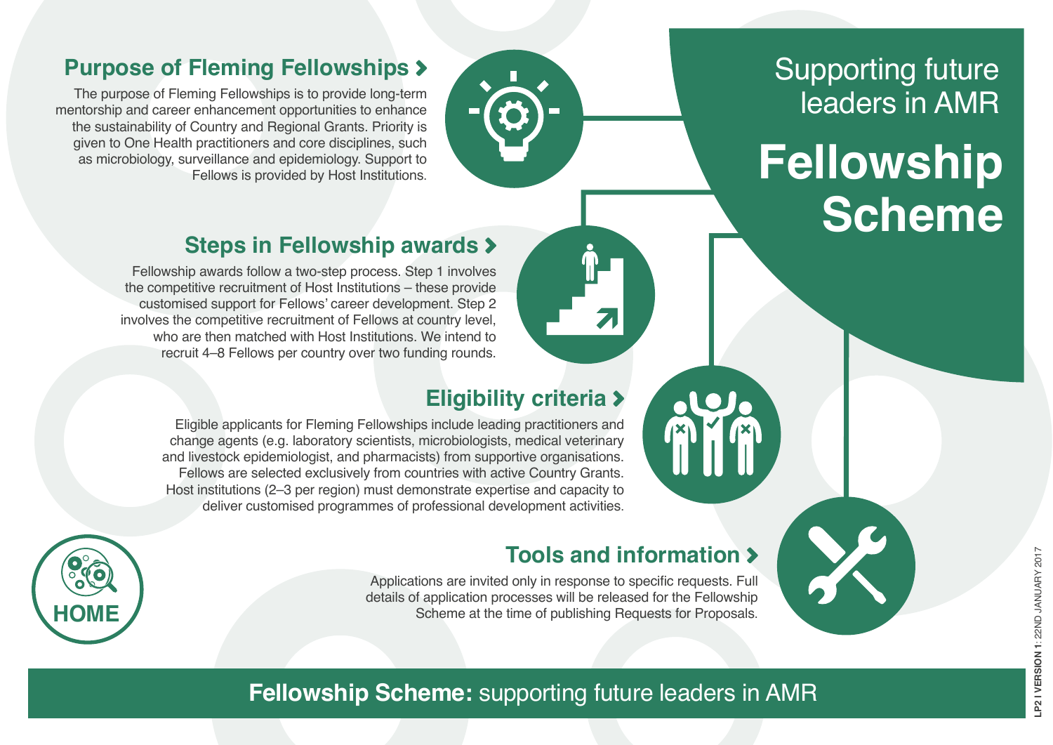# Supporting future leaders in AMR

# Fellowship Scheme

## Purpose of Fleming Fellowships

The purpose of Fleming Fellowships is to provide long-term mentorship and career enhancement opportunities to enhance the sustainability of Country and Regional Grants. Priority is given to One Health practitioners and core disciplines, such as microbiology, surveillance and epidemiology. Support to Fellows is provided by Host Institutions.

## Steps in Fellowship awards

Fellowship awards follow a two-step process. Step 1 involves the competitive recruitment of Host Institutions – these provide customised support for Fellows' career development. Step 2 involves the competitive recruitment of Fellows at country level, who are then matched with Host Institutions. We intend to recruit 4–8 Fellows per country over two funding rounds.

## Eligibility criteria

Eligible applicants for Fleming Fellowships include leading practitioners and change agents (e.g. laboratory scientists, microbiologists, medical veterinary and livestock epidemiologist, and pharmacists) from supportive organisations. Fellows are selected exclusively from countries with active Country Grants. Host institutions (2–3 per region) must demonstrate expertise and capacity to deliver customised programmes of professional development activities.

## Tools and information

Applications are invited only in response to specific requests. Full details of application processes will be released for the Fellowship Scheme at the time of publishing Requests for Proposals.

HOME

**Fellowship Scheme:** supporting future leaders in AMR

**LP2 I VERSION 1:** 22ND JANUARY 2017